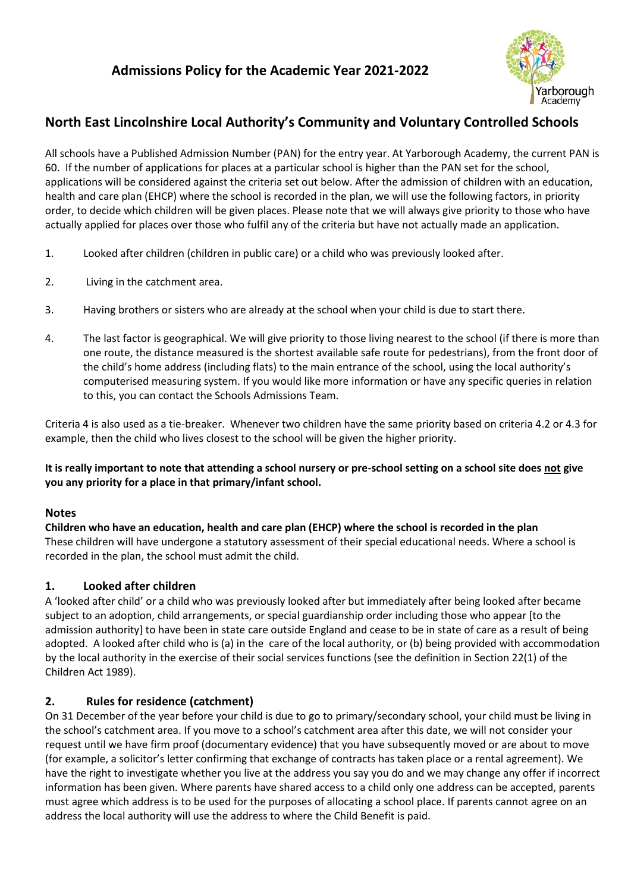# Admissions Policy for the Academic Year 2021-2022

## North East Lincolnshire Local Authority's Community and Voluntary Controlled Schools

All schools have a Published Admission Number (PAN) for the entry year. At Yarborough Academy, the current PAN is 60. If the number of applications for places at a particular school is higher than the PAN set for the school, applications will be considered against the criteria set out below. After the admission of children with an education, health and care plan (EHCP) where the school is recorded in the plan, we will use the following factors, in priority order, to decide which children will be given places. Please note that we will always give priority to those who have actually applied for places over those who fulfil any of the criteria but have not actually made an application.

1. Looked after children (children in public care) or a child who was previously looked after.
2. Living in the catchment area.
3. Having brothers or sisters who are already at the school when your child is due to start there.
4. The last factor is geographical. We will give priority to those living nearest to the school (if there is more than one route, the distance measured is the shortest available safe route for pedestrians), from the front door of the child's home address (including flats) to the main entrance of the school, using the local authority's computerised measuring system. If you would like more information or have any specific queries in relation to this, you can contact the Schools Admissions Team.

Criteria 4 is also used as a tie-breaker. Whenever two children have the same priority based on criteria 4.2 or 4.3 for example, then the child who lives closest to the school will be given the higher priority.

**It is really important to note that attending a school nursery or pre-school setting on a school site does not give you any priority for a place in that primary/infant school.**

### Notes

**Children who have an education, health and care plan (EHCP) where the school is recorded in the plan**
These children will have undergone a statutory assessment of their special educational needs. Where a school is recorded in the plan, the school must admit the child.

### 1. Looked after children

A 'looked after child' or a child who was previously looked after but immediately after being looked after became subject to an adoption, child arrangements, or special guardianship order including those who appear [to the admission authority] to have been in state care outside England and cease to be in state of care as a result of being adopted. A looked after child who is (a) in the care of the local authority, or (b) being provided with accommodation by the local authority in the exercise of their social services functions (see the definition in Section 22(1) of the Children Act 1989).

### 2. Rules for residence (catchment)

On 31 December of the year before your child is due to go to primary/secondary school, your child must be living in the school's catchment area. If you move to a school's catchment area after this date, we will not consider your request until we have firm proof (documentary evidence) that you have subsequently moved or are about to move (for example, a solicitor's letter confirming that exchange of contracts has taken place or a rental agreement). We have the right to investigate whether you live at the address you say you do and we may change any offer if incorrect information has been given. Where parents have shared access to a child only one address can be accepted, parents must agree which address is to be used for the purposes of allocating a school place. If parents cannot agree on an address the local authority will use the address to where the Child Benefit is paid.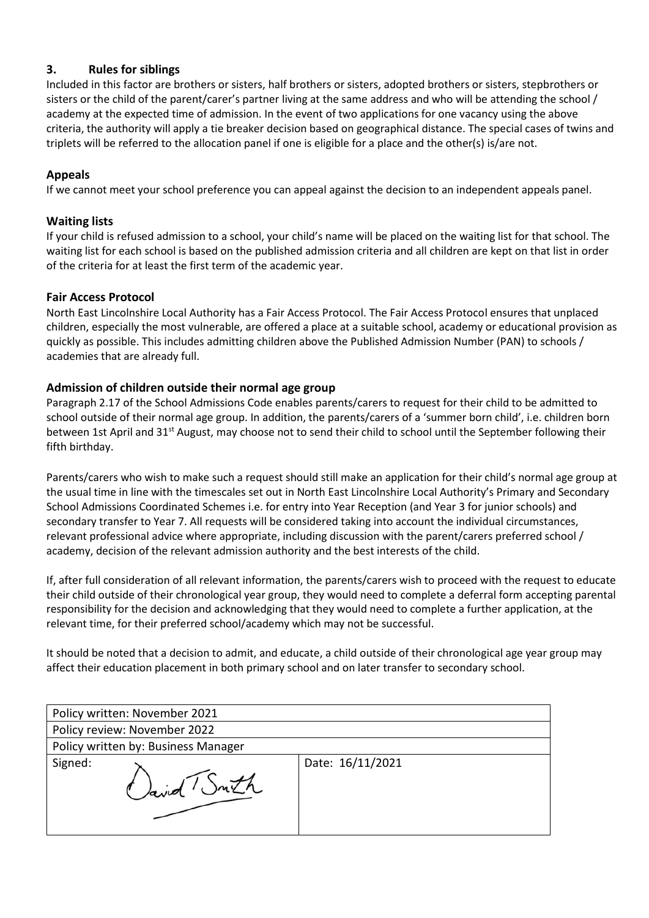## 3. Rules for siblings

Included in this factor are brothers or sisters, half brothers or sisters, adopted brothers or sisters, stepbrothers or sisters or the child of the parent/carer's partner living at the same address and who will be attending the school / academy at the expected time of admission. In the event of two applications for one vacancy using the above criteria, the authority will apply a tie breaker decision based on geographical distance. The special cases of twins and triplets will be referred to the allocation panel if one is eligible for a place and the other(s) is/are not.

### Appeals

If we cannot meet your school preference you can appeal against the decision to an independent appeals panel.

### Waiting lists

If your child is refused admission to a school, your child's name will be placed on the waiting list for that school. The waiting list for each school is based on the published admission criteria and all children are kept on that list in order of the criteria for at least the first term of the academic year.

### Fair Access Protocol

North East Lincolnshire Local Authority has a Fair Access Protocol. The Fair Access Protocol ensures that unplaced children, especially the most vulnerable, are offered a place at a suitable school, academy or educational provision as quickly as possible. This includes admitting children above the Published Admission Number (PAN) to schools / academies that are already full.

### Admission of children outside their normal age group

Paragraph 2.17 of the School Admissions Code enables parents/carers to request for their child to be admitted to school outside of their normal age group. In addition, the parents/carers of a 'summer born child', i.e. children born between 1st April and 31st August, may choose not to send their child to school until the September following their fifth birthday.

Parents/carers who wish to make such a request should still make an application for their child's normal age group at the usual time in line with the timescales set out in North East Lincolnshire Local Authority's Primary and Secondary School Admissions Coordinated Schemes i.e. for entry into Year Reception (and Year 3 for junior schools) and secondary transfer to Year 7. All requests will be considered taking into account the individual circumstances, relevant professional advice where appropriate, including discussion with the parent/carers preferred school / academy, decision of the relevant admission authority and the best interests of the child.

If, after full consideration of all relevant information, the parents/carers wish to proceed with the request to educate their child outside of their chronological year group, they would need to complete a deferral form accepting parental responsibility for the decision and acknowledging that they would need to complete a further application, at the relevant time, for their preferred school/academy which may not be successful.

It should be noted that a decision to admit, and educate, a child outside of their chronological age year group may affect their education placement in both primary school and on later transfer to secondary school.

| | |
|---|---|
| Policy written: November 2021 | |
| Policy review: November 2022 | |
| Policy written by: Business Manager | |
| Signed: David T Smith | Date: 16/11/2021 |